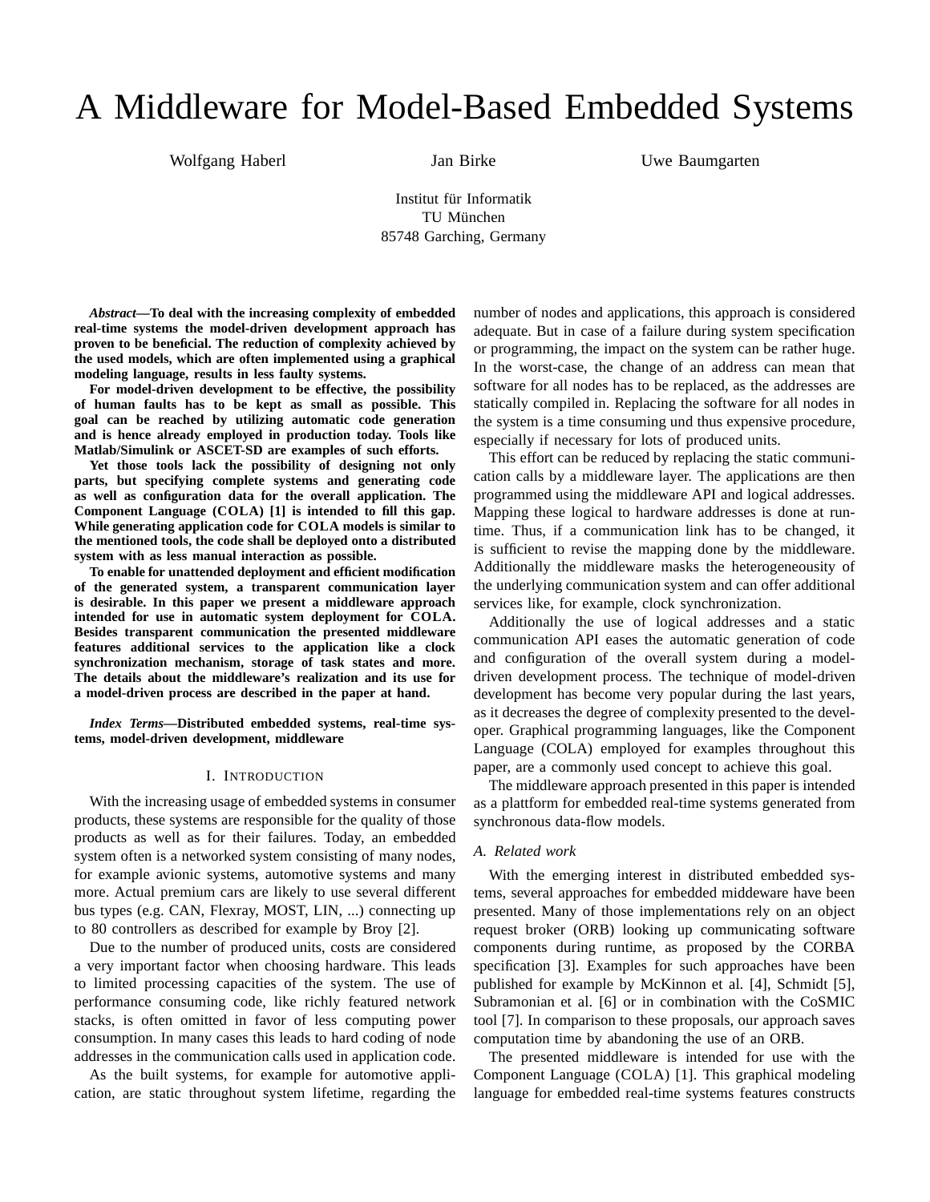# A Middleware for Model-Based Embedded Systems

Wolfgang Haberl    Jan Birke    Uwe Baumgarten

Institut für Informatik
TU München
85748 Garching, Germany

***Abstract*—To deal with the increasing complexity of embedded real-time systems the model-driven development approach has proven to be beneficial. The reduction of complexity achieved by the used models, which are often implemented using a graphical modeling language, results in less faulty systems.**

**For model-driven development to be effective, the possibility of human faults has to be kept as small as possible. This goal can be reached by utilizing automatic code generation and is hence already employed in production today. Tools like Matlab/Simulink or ASCET-SD are examples of such efforts.**

**Yet those tools lack the possibility of designing not only parts, but specifying complete systems and generating code as well as configuration data for the overall application. The Component Language (COLA) [1] is intended to fill this gap. While generating application code for COLA models is similar to the mentioned tools, the code shall be deployed onto a distributed system with as less manual interaction as possible.**

**To enable for unattended deployment and efficient modification of the generated system, a transparent communication layer is desirable. In this paper we present a middleware approach intended for use in automatic system deployment for COLA. Besides transparent communication the presented middleware features additional services to the application like a clock synchronization mechanism, storage of task states and more. The details about the middleware's realization and its use for a model-driven process are described in the paper at hand.**

***Index Terms*—Distributed embedded systems, real-time systems, model-driven development, middleware**

## I. Introduction

With the increasing usage of embedded systems in consumer products, these systems are responsible for the quality of those products as well as for their failures. Today, an embedded system often is a networked system consisting of many nodes, for example avionic systems, automotive systems and many more. Actual premium cars are likely to use several different bus types (e.g. CAN, Flexray, MOST, LIN, ...) connecting up to 80 controllers as described for example by Broy [2].

Due to the number of produced units, costs are considered a very important factor when choosing hardware. This leads to limited processing capacities of the system. The use of performance consuming code, like richly featured network stacks, is often omitted in favor of less computing power consumption. In many cases this leads to hard coding of node addresses in the communication calls used in application code.

As the built systems, for example for automotive application, are static throughout system lifetime, regarding the number of nodes and applications, this approach is considered adequate. But in case of a failure during system specification or programming, the impact on the system can be rather huge. In the worst-case, the change of an address can mean that software for all nodes has to be replaced, as the addresses are statically compiled in. Replacing the software for all nodes in the system is a time consuming und thus expensive procedure, especially if necessary for lots of produced units.

This effort can be reduced by replacing the static communication calls by a middleware layer. The applications are then programmed using the middleware API and logical addresses. Mapping these logical to hardware addresses is done at runtime. Thus, if a communication link has to be changed, it is sufficient to revise the mapping done by the middleware. Additionally the middleware masks the heterogeneousity of the underlying communication system and can offer additional services like, for example, clock synchronization.

Additionally the use of logical addresses and a static communication API eases the automatic generation of code and configuration of the overall system during a model-driven development process. The technique of model-driven development has become very popular during the last years, as it decreases the degree of complexity presented to the developer. Graphical programming languages, like the Component Language (COLA) employed for examples throughout this paper, are a commonly used concept to achieve this goal.

The middleware approach presented in this paper is intended as a plattform for embedded real-time systems generated from synchronous data-flow models.

### A. Related work

With the emerging interest in distributed embedded systems, several approaches for embedded middeware have been presented. Many of those implementations rely on an object request broker (ORB) looking up communicating software components during runtime, as proposed by the CORBA specification [3]. Examples for such approaches have been published for example by McKinnon et al. [4], Schmidt [5], Subramonian et al. [6] or in combination with the CoSMIC tool [7]. In comparison to these proposals, our approach saves computation time by abandoning the use of an ORB.

The presented middleware is intended for use with the Component Language (COLA) [1]. This graphical modeling language for embedded real-time systems features constructs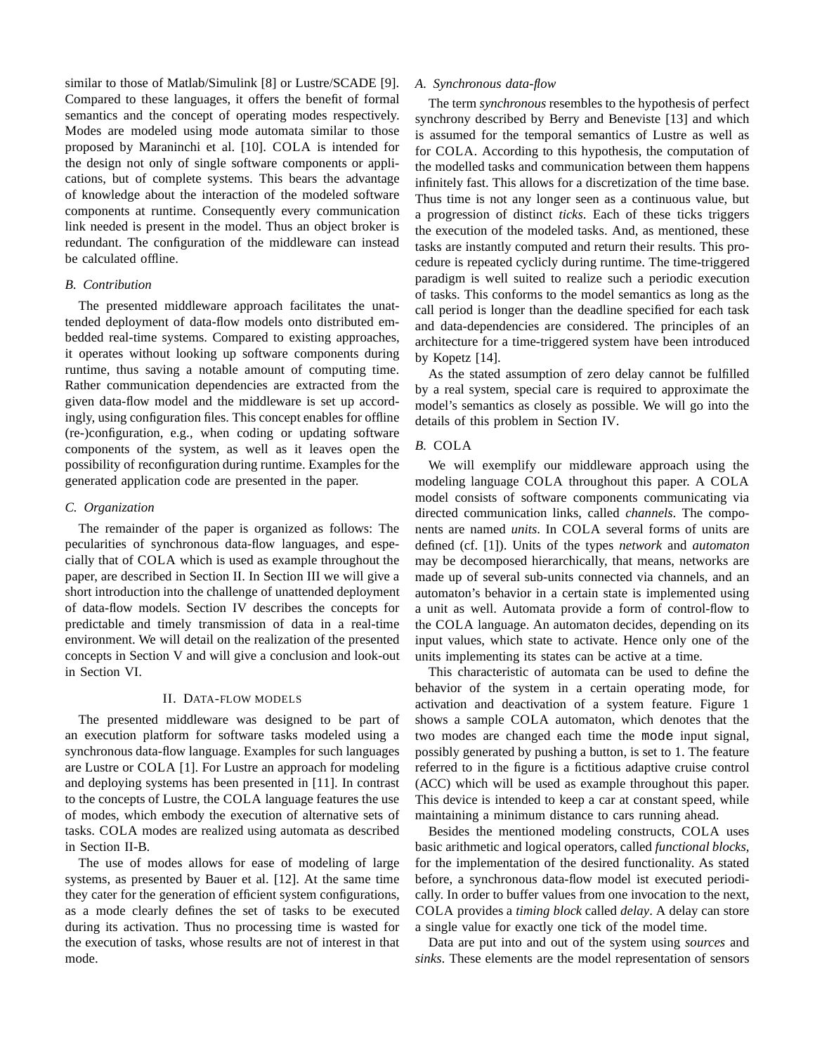similar to those of Matlab/Simulink [8] or Lustre/SCADE [9]. Compared to these languages, it offers the benefit of formal semantics and the concept of operating modes respectively. Modes are modeled using mode automata similar to those proposed by Maraninchi et al. [10]. COLA is intended for the design not only of single software components or applications, but of complete systems. This bears the advantage of knowledge about the interaction of the modeled software components at runtime. Consequently every communication link needed is present in the model. Thus an object broker is redundant. The configuration of the middleware can instead be calculated offline.

### B. Contribution

The presented middleware approach facilitates the unattended deployment of data-flow models onto distributed embedded real-time systems. Compared to existing approaches, it operates without looking up software components during runtime, thus saving a notable amount of computing time. Rather communication dependencies are extracted from the given data-flow model and the middleware is set up accordingly, using configuration files. This concept enables for offline (re-)configuration, e.g., when coding or updating software components of the system, as well as it leaves open the possibility of reconfiguration during runtime. Examples for the generated application code are presented in the paper.

### C. Organization

The remainder of the paper is organized as follows: The pecularities of synchronous data-flow languages, and especially that of COLA which is used as example throughout the paper, are described in Section II. In Section III we will give a short introduction into the challenge of unattended deployment of data-flow models. Section IV describes the concepts for predictable and timely transmission of data in a real-time environment. We will detail on the realization of the presented concepts in Section V and will give a conclusion and look-out in Section VI.

## II. Data-flow models

The presented middleware was designed to be part of an execution platform for software tasks modeled using a synchronous data-flow language. Examples for such languages are Lustre or COLA [1]. For Lustre an approach for modeling and deploying systems has been presented in [11]. In contrast to the concepts of Lustre, the COLA language features the use of modes, which embody the execution of alternative sets of tasks. COLA modes are realized using automata as described in Section II-B.

The use of modes allows for ease of modeling of large systems, as presented by Bauer et al. [12]. At the same time they cater for the generation of efficient system configurations, as a mode clearly defines the set of tasks to be executed during its activation. Thus no processing time is wasted for the execution of tasks, whose results are not of interest in that mode.

### A. Synchronous data-flow

The term *synchronous* resembles to the hypothesis of perfect synchrony described by Berry and Beneviste [13] and which is assumed for the temporal semantics of Lustre as well as for COLA. According to this hypothesis, the computation of the modelled tasks and communication between them happens infinitely fast. This allows for a discretization of the time base. Thus time is not any longer seen as a continuous value, but a progression of distinct *ticks*. Each of these ticks triggers the execution of the modeled tasks. And, as mentioned, these tasks are instantly computed and return their results. This procedure is repeated cyclicly during runtime. The time-triggered paradigm is well suited to realize such a periodic execution of tasks. This conforms to the model semantics as long as the call period is longer than the deadline specified for each task and data-dependencies are considered. The principles of an architecture for a time-triggered system have been introduced by Kopetz [14].

As the stated assumption of zero delay cannot be fulfilled by a real system, special care is required to approximate the model's semantics as closely as possible. We will go into the details of this problem in Section IV.

### B. COLA

We will exemplify our middleware approach using the modeling language COLA throughout this paper. A COLA model consists of software components communicating via directed communication links, called *channels*. The components are named *units*. In COLA several forms of units are defined (cf. [1]). Units of the types *network* and *automaton* may be decomposed hierarchically, that means, networks are made up of several sub-units connected via channels, and an automaton's behavior in a certain state is implemented using a unit as well. Automata provide a form of control-flow to the COLA language. An automaton decides, depending on its input values, which state to activate. Hence only one of the units implementing its states can be active at a time.

This characteristic of automata can be used to define the behavior of the system in a certain operating mode, for activation and deactivation of a system feature. Figure 1 shows a sample COLA automaton, which denotes that the two modes are changed each time the `mode` input signal, possibly generated by pushing a button, is set to 1. The feature referred to in the figure is a fictitious adaptive cruise control (ACC) which will be used as example throughout this paper. This device is intended to keep a car at constant speed, while maintaining a minimum distance to cars running ahead.

Besides the mentioned modeling constructs, COLA uses basic arithmetic and logical operators, called *functional blocks*, for the implementation of the desired functionality. As stated before, a synchronous data-flow model ist executed periodically. In order to buffer values from one invocation to the next, COLA provides a *timing block* called *delay*. A delay can store a single value for exactly one tick of the model time.

Data are put into and out of the system using *sources* and *sinks*. These elements are the model representation of sensors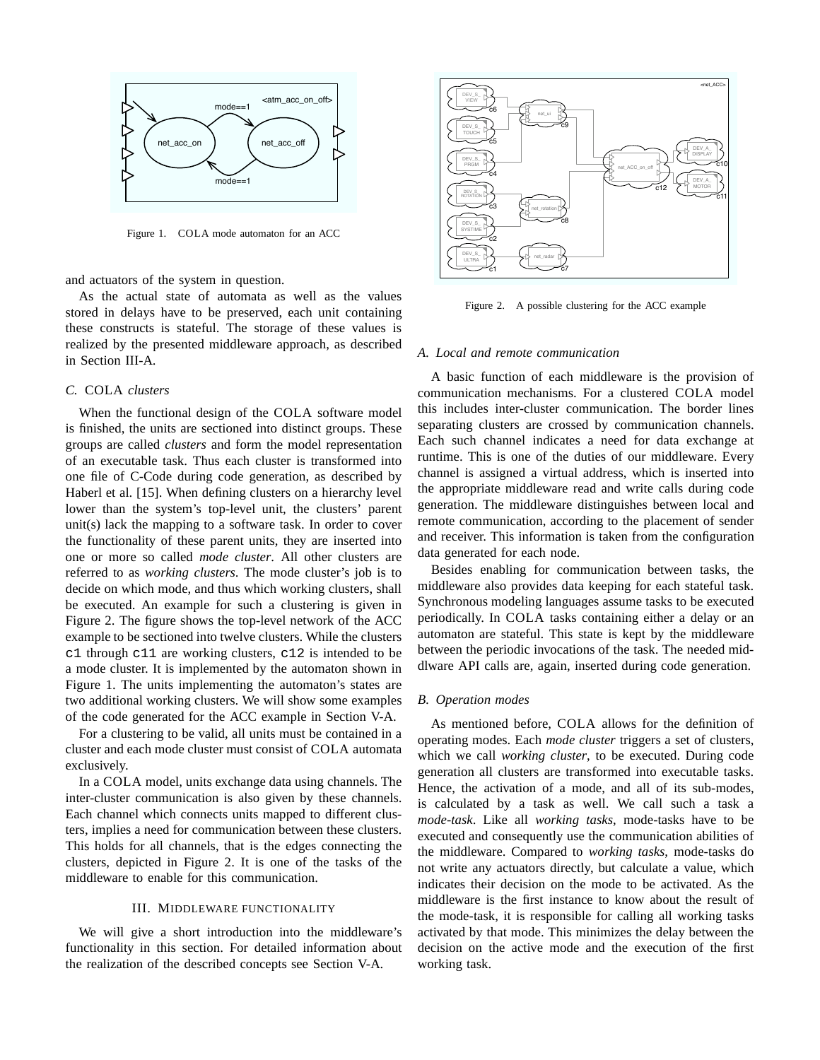Figure 1. COLA mode automaton for an ACC

and actuators of the system in question.

As the actual state of automata as well as the values stored in delays have to be preserved, each unit containing these constructs is stateful. The storage of these values is realized by the presented middleware approach, as described in Section III-A.

### C. COLA *clusters*

When the functional design of the COLA software model is finished, the units are sectioned into distinct groups. These groups are called *clusters* and form the model representation of an executable task. Thus each cluster is transformed into one file of C-Code during code generation, as described by Haberl et al. [15]. When defining clusters on a hierarchy level lower than the system's top-level unit, the clusters' parent unit(s) lack the mapping to a software task. In order to cover the functionality of these parent units, they are inserted into one or more so called *mode cluster*. All other clusters are referred to as *working clusters*. The mode cluster's job is to decide on which mode, and thus which working clusters, shall be executed. An example for such a clustering is given in Figure 2. The figure shows the top-level network of the ACC example to be sectioned into twelve clusters. While the clusters `c1` through `c11` are working clusters, `c12` is intended to be a mode cluster. It is implemented by the automaton shown in Figure 1. The units implementing the automaton's states are two additional working clusters. We will show some examples of the code generated for the ACC example in Section V-A.

For a clustering to be valid, all units must be contained in a cluster and each mode cluster must consist of COLA automata exclusively.

In a COLA model, units exchange data using channels. The inter-cluster communication is also given by these channels. Each channel which connects units mapped to different clusters, implies a need for communication between these clusters. This holds for all channels, that is the edges connecting the clusters, depicted in Figure 2. It is one of the tasks of the middleware to enable for this communication.

## III. Middleware functionality

We will give a short introduction into the middleware's functionality in this section. For detailed information about the realization of the described concepts see Section V-A.

Figure 2. A possible clustering for the ACC example

### A. Local and remote communication

A basic function of each middleware is the provision of communication mechanisms. For a clustered COLA model this includes inter-cluster communication. The border lines separating clusters are crossed by communication channels. Each such channel indicates a need for data exchange at runtime. This is one of the duties of our middleware. Every channel is assigned a virtual address, which is inserted into the appropriate middleware read and write calls during code generation. The middleware distinguishes between local and remote communication, according to the placement of sender and receiver. This information is taken from the configuration data generated for each node.

Besides enabling for communication between tasks, the middleware also provides data keeping for each stateful task. Synchronous modeling languages assume tasks to be executed periodically. In COLA tasks containing either a delay or an automaton are stateful. This state is kept by the middleware between the periodic invocations of the task. The needed middlware API calls are, again, inserted during code generation.

### B. Operation modes

As mentioned before, COLA allows for the definition of operating modes. Each *mode cluster* triggers a set of clusters, which we call *working cluster*, to be executed. During code generation all clusters are transformed into executable tasks. Hence, the activation of a mode, and all of its sub-modes, is calculated by a task as well. We call such a task a *mode-task*. Like all *working tasks*, mode-tasks have to be executed and consequently use the communication abilities of the middleware. Compared to *working tasks*, mode-tasks do not write any actuators directly, but calculate a value, which indicates their decision on the mode to be activated. As the middleware is the first instance to know about the result of the mode-task, it is responsible for calling all working tasks activated by that mode. This minimizes the delay between the decision on the active mode and the execution of the first working task.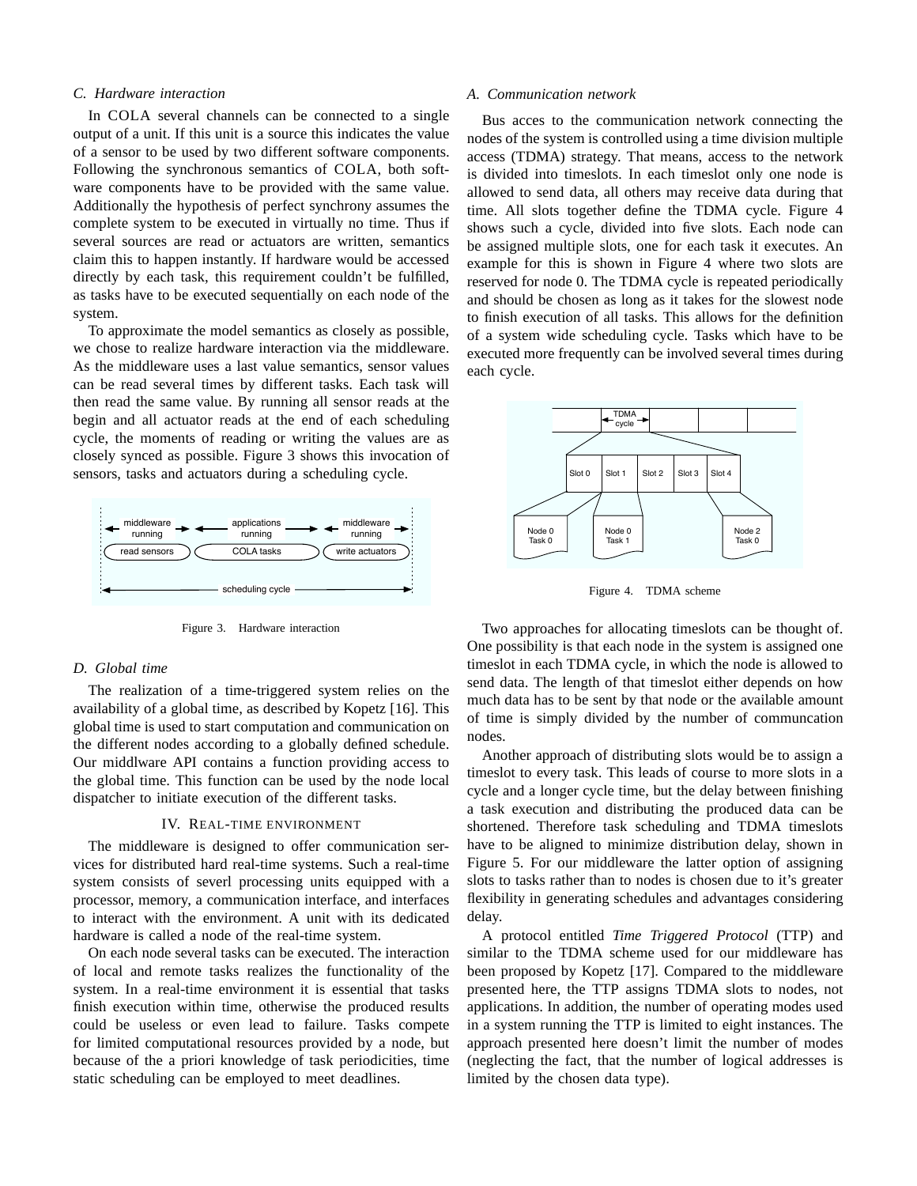### C. Hardware interaction

In COLA several channels can be connected to a single output of a unit. If this unit is a source this indicates the value of a sensor to be used by two different software components. Following the synchronous semantics of COLA, both software components have to be provided with the same value. Additionally the hypothesis of perfect synchrony assumes the complete system to be executed in virtually no time. Thus if several sources are read or actuators are written, semantics claim this to happen instantly. If hardware would be accessed directly by each task, this requirement couldn't be fulfilled, as tasks have to be executed sequentially on each node of the system.

To approximate the model semantics as closely as possible, we chose to realize hardware interaction via the middleware. As the middleware uses a last value semantics, sensor values can be read several times by different tasks. Each task will then read the same value. By running all sensor reads at the begin and all actuator reads at the end of each scheduling cycle, the moments of reading or writing the values are as closely synced as possible. Figure 3 shows this invocation of sensors, tasks and actuators during a scheduling cycle.

Figure 3. Hardware interaction

### D. Global time

The realization of a time-triggered system relies on the availability of a global time, as described by Kopetz [16]. This global time is used to start computation and communication on the different nodes according to a globally defined schedule. Our middlware API contains a function providing access to the global time. This function can be used by the node local dispatcher to initiate execution of the different tasks.

## IV. Real-time environment

The middleware is designed to offer communication services for distributed hard real-time systems. Such a real-time system consists of severl processing units equipped with a processor, memory, a communication interface, and interfaces to interact with the environment. A unit with its dedicated hardware is called a node of the real-time system.

On each node several tasks can be executed. The interaction of local and remote tasks realizes the functionality of the system. In a real-time environment it is essential that tasks finish execution within time, otherwise the produced results could be useless or even lead to failure. Tasks compete for limited computational resources provided by a node, but because of the a priori knowledge of task periodicities, time static scheduling can be employed to meet deadlines.

### A. Communication network

Bus acces to the communication network connecting the nodes of the system is controlled using a time division multiple access (TDMA) strategy. That means, access to the network is divided into timeslots. In each timeslot only one node is allowed to send data, all others may receive data during that time. All slots together define the TDMA cycle. Figure 4 shows such a cycle, divided into five slots. Each node can be assigned multiple slots, one for each task it executes. An example for this is shown in Figure 4 where two slots are reserved for node 0. The TDMA cycle is repeated periodically and should be chosen as long as it takes for the slowest node to finish execution of all tasks. This allows for the definition of a system wide scheduling cycle. Tasks which have to be executed more frequently can be involved several times during each cycle.

Figure 4. TDMA scheme

Two approaches for allocating timeslots can be thought of. One possibility is that each node in the system is assigned one timeslot in each TDMA cycle, in which the node is allowed to send data. The length of that timeslot either depends on how much data has to be sent by that node or the available amount of time is simply divided by the number of communcation nodes.

Another approach of distributing slots would be to assign a timeslot to every task. This leads of course to more slots in a cycle and a longer cycle time, but the delay between finishing a task execution and distributing the produced data can be shortened. Therefore task scheduling and TDMA timeslots have to be aligned to minimize distribution delay, shown in Figure 5. For our middleware the latter option of assigning slots to tasks rather than to nodes is chosen due to it's greater flexibility in generating schedules and advantages considering delay.

A protocol entitled *Time Triggered Protocol* (TTP) and similar to the TDMA scheme used for our middleware has been proposed by Kopetz [17]. Compared to the middleware presented here, the TTP assigns TDMA slots to nodes, not applications. In addition, the number of operating modes used in a system running the TTP is limited to eight instances. The approach presented here doesn't limit the number of modes (neglecting the fact, that the number of logical addresses is limited by the chosen data type).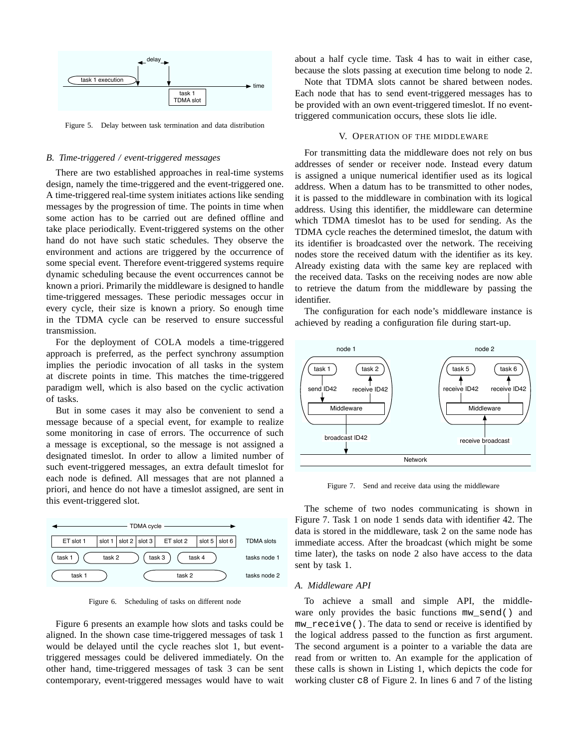Figure 5. Delay between task termination and data distribution

### B. Time-triggered / event-triggered messages

There are two established approaches in real-time systems design, namely the time-triggered and the event-triggered one. A time-triggered real-time system initiates actions like sending messages by the progression of time. The points in time when some action has to be carried out are defined offline and take place periodically. Event-triggered systems on the other hand do not have such static schedules. They observe the environment and actions are triggered by the occurrence of some special event. Therefore event-triggered systems require dynamic scheduling because the event occurrences cannot be known a priori. Primarily the middleware is designed to handle time-triggered messages. These periodic messages occur in every cycle, their size is known a priory. So enough time in the TDMA cycle can be reserved to ensure successful transmission.

For the deployment of COLA models a time-triggered approach is preferred, as the perfect synchrony assumption implies the periodic invocation of all tasks in the system at discrete points in time. This matches the time-triggered paradigm well, which is also based on the cyclic activation of tasks.

But in some cases it may also be convenient to send a message because of a special event, for example to realize some monitoring in case of errors. The occurrence of such a message is exceptional, so the message is not assigned a designated timeslot. In order to allow a limited number of such event-triggered messages, an extra default timeslot for each node is defined. All messages that are not planned a priori, and hence do not have a timeslot assigned, are sent in this event-triggered slot.

Figure 6. Scheduling of tasks on different node

Figure 6 presents an example how slots and tasks could be aligned. In the shown case time-triggered messages of task 1 would be delayed until the cycle reaches slot 1, but event-triggered messages could be delivered immediately. On the other hand, time-triggered messages of task 3 can be sent contemporary, event-triggered messages would have to wait about a half cycle time. Task 4 has to wait in either case, because the slots passing at execution time belong to node 2.

Note that TDMA slots cannot be shared between nodes. Each node that has to send event-triggered messages has to be provided with an own event-triggered timeslot. If no event-triggered communication occurs, these slots lie idle.

## V. Operation of the Middleware

For transmitting data the middleware does not rely on bus addresses of sender or receiver node. Instead every datum is assigned a unique numerical identifier used as its logical address. When a datum has to be transmitted to other nodes, it is passed to the middleware in combination with its logical address. Using this identifier, the middleware can determine which TDMA timeslot has to be used for sending. As the TDMA cycle reaches the determined timeslot, the datum with its identifier is broadcasted over the network. The receiving nodes store the received datum with the identifier as its key. Already existing data with the same key are replaced with the received data. Tasks on the receiving nodes are now able to retrieve the datum from the middleware by passing the identifier.

The configuration for each node's middleware instance is achieved by reading a configuration file during start-up.

Figure 7. Send and receive data using the middleware

The scheme of two nodes communicating is shown in Figure 7. Task 1 on node 1 sends data with identifier 42. The data is stored in the middleware, task 2 on the same node has immediate access. After the broadcast (which might be some time later), the tasks on node 2 also have access to the data sent by task 1.

### A. Middleware API

To achieve a small and simple API, the middleware only provides the basic functions `mw_send()` and `mw_receive()`. The data to send or receive is identified by the logical address passed to the function as first argument. The second argument is a pointer to a variable the data are read from or written to. An example for the application of these calls is shown in Listing 1, which depicts the code for working cluster `c8` of Figure 2. In lines 6 and 7 of the listing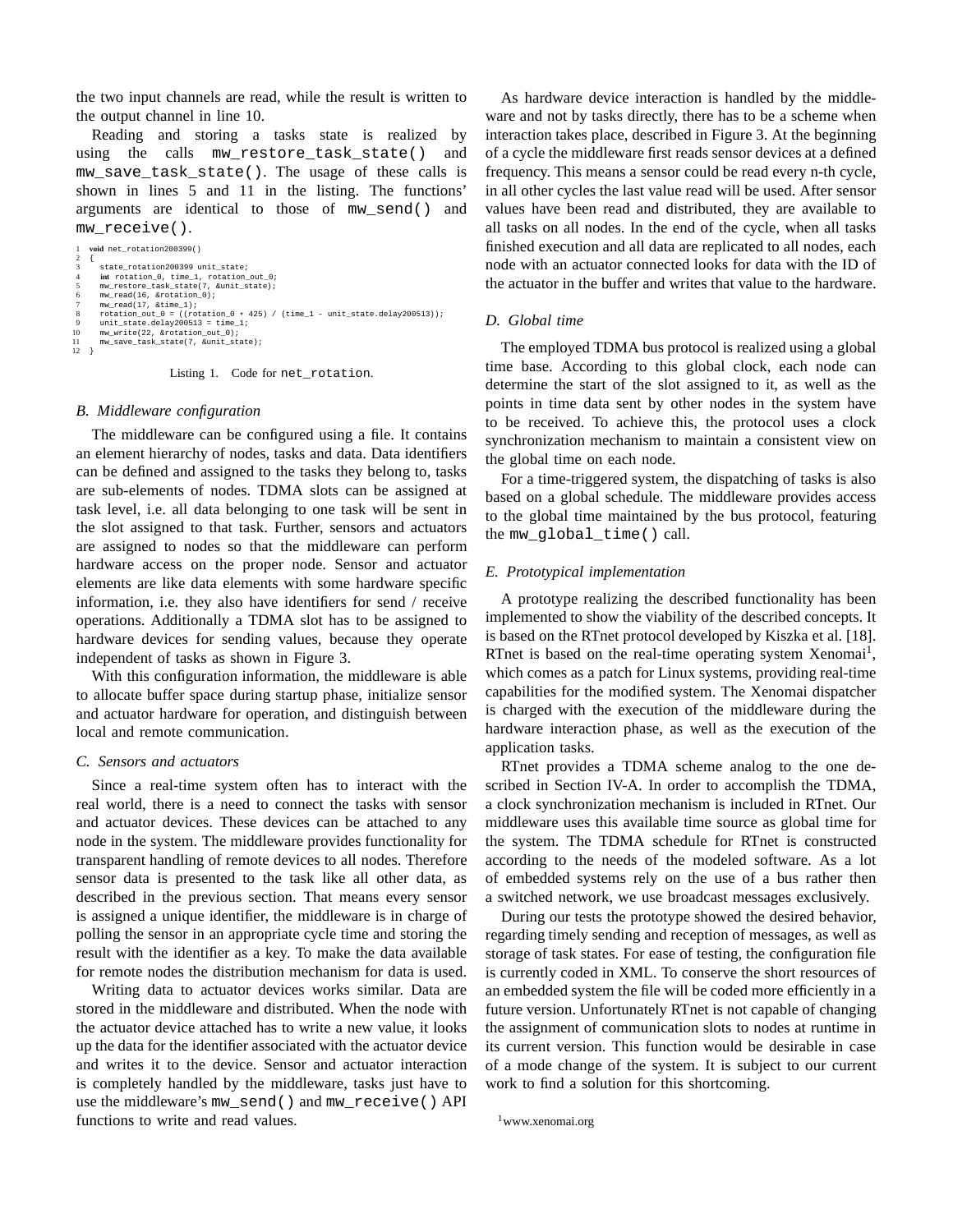the two input channels are read, while the result is written to the output channel in line 10.

Reading and storing a tasks state is realized by using the calls `mw_restore_task_state()` and `mw_save_task_state()`. The usage of these calls is shown in lines 5 and 11 in the listing. The functions' arguments are identical to those of `mw_send()` and `mw_receive()`.

```
1  void net_rotation200399()
2  {
3     state_rotation200399 unit_state;
4     int rotation_0, time_1, rotation_out_0;
5     mw_restore_task_state(7, &unit_state);
6     mw_read(16, &rotation_0);
7     mw_read(17, &time_1);
8     rotation_out_0 = ((rotation_0 * 425) / (time_1 - unit_state.delay200513));
9     unit_state.delay200513 = time_1;
10    mw_write(22, &rotation_out_0);
11    mw_save_task_state(7, &unit_state);
12 }
```

Listing 1. Code for `net_rotation`.

### B. Middleware configuration

The middleware can be configured using a file. It contains an element hierarchy of nodes, tasks and data. Data identifiers can be defined and assigned to the tasks they belong to, tasks are sub-elements of nodes. TDMA slots can be assigned at task level, i.e. all data belonging to one task will be sent in the slot assigned to that task. Further, sensors and actuators are assigned to nodes so that the middleware can perform hardware access on the proper node. Sensor and actuator elements are like data elements with some hardware specific information, i.e. they also have identifiers for send / receive operations. Additionally a TDMA slot has to be assigned to hardware devices for sending values, because they operate independent of tasks as shown in Figure 3.

With this configuration information, the middleware is able to allocate buffer space during startup phase, initialize sensor and actuator hardware for operation, and distinguish between local and remote communication.

### C. Sensors and actuators

Since a real-time system often has to interact with the real world, there is a need to connect the tasks with sensor and actuator devices. These devices can be attached to any node in the system. The middleware provides functionality for transparent handling of remote devices to all nodes. Therefore sensor data is presented to the task like all other data, as described in the previous section. That means every sensor is assigned a unique identifier, the middleware is in charge of polling the sensor in an appropriate cycle time and storing the result with the identifier as a key. To make the data available for remote nodes the distribution mechanism for data is used.

Writing data to actuator devices works similar. Data are stored in the middleware and distributed. When the node with the actuator device attached has to write a new value, it looks up the data for the identifier associated with the actuator device and writes it to the device. Sensor and actuator interaction is completely handled by the middleware, tasks just have to use the middleware's `mw_send()` and `mw_receive()` API functions to write and read values.

As hardware device interaction is handled by the middleware and not by tasks directly, there has to be a scheme when interaction takes place, described in Figure 3. At the beginning of a cycle the middleware first reads sensor devices at a defined frequency. This means a sensor could be read every n-th cycle, in all other cycles the last value read will be used. After sensor values have been read and distributed, they are available to all tasks on all nodes. In the end of the cycle, when all tasks finished execution and all data are replicated to all nodes, each node with an actuator connected looks for data with the ID of the actuator in the buffer and writes that value to the hardware.

### D. Global time

The employed TDMA bus protocol is realized using a global time base. According to this global clock, each node can determine the start of the slot assigned to it, as well as the points in time data sent by other nodes in the system have to be received. To achieve this, the protocol uses a clock synchronization mechanism to maintain a consistent view on the global time on each node.

For a time-triggered system, the dispatching of tasks is also based on a global schedule. The middleware provides access to the global time maintained by the bus protocol, featuring the `mw_global_time()` call.

### E. Prototypical implementation

A prototype realizing the described functionality has been implemented to show the viability of the described concepts. It is based on the RTnet protocol developed by Kiszka et al. [18]. RTnet is based on the real-time operating system Xenomai[1], which comes as a patch for Linux systems, providing real-time capabilities for the modified system. The Xenomai dispatcher is charged with the execution of the middleware during the hardware interaction phase, as well as the execution of the application tasks.

RTnet provides a TDMA scheme analog to the one described in Section IV-A. In order to accomplish the TDMA, a clock synchronization mechanism is included in RTnet. Our middleware uses this available time source as global time for the system. The TDMA schedule for RTnet is constructed according to the needs of the modeled software. As a lot of embedded systems rely on the use of a bus rather then a switched network, we use broadcast messages exclusively.

During our tests the prototype showed the desired behavior, regarding timely sending and reception of messages, as well as storage of task states. For ease of testing, the configuration file is currently coded in XML. To conserve the short resources of an embedded system the file will be coded more efficiently in a future version. Unfortunately RTnet is not capable of changing the assignment of communication slots to nodes at runtime in its current version. This function would be desirable in case of a mode change of the system. It is subject to our current work to find a solution for this shortcoming.

[1] www.xenomai.org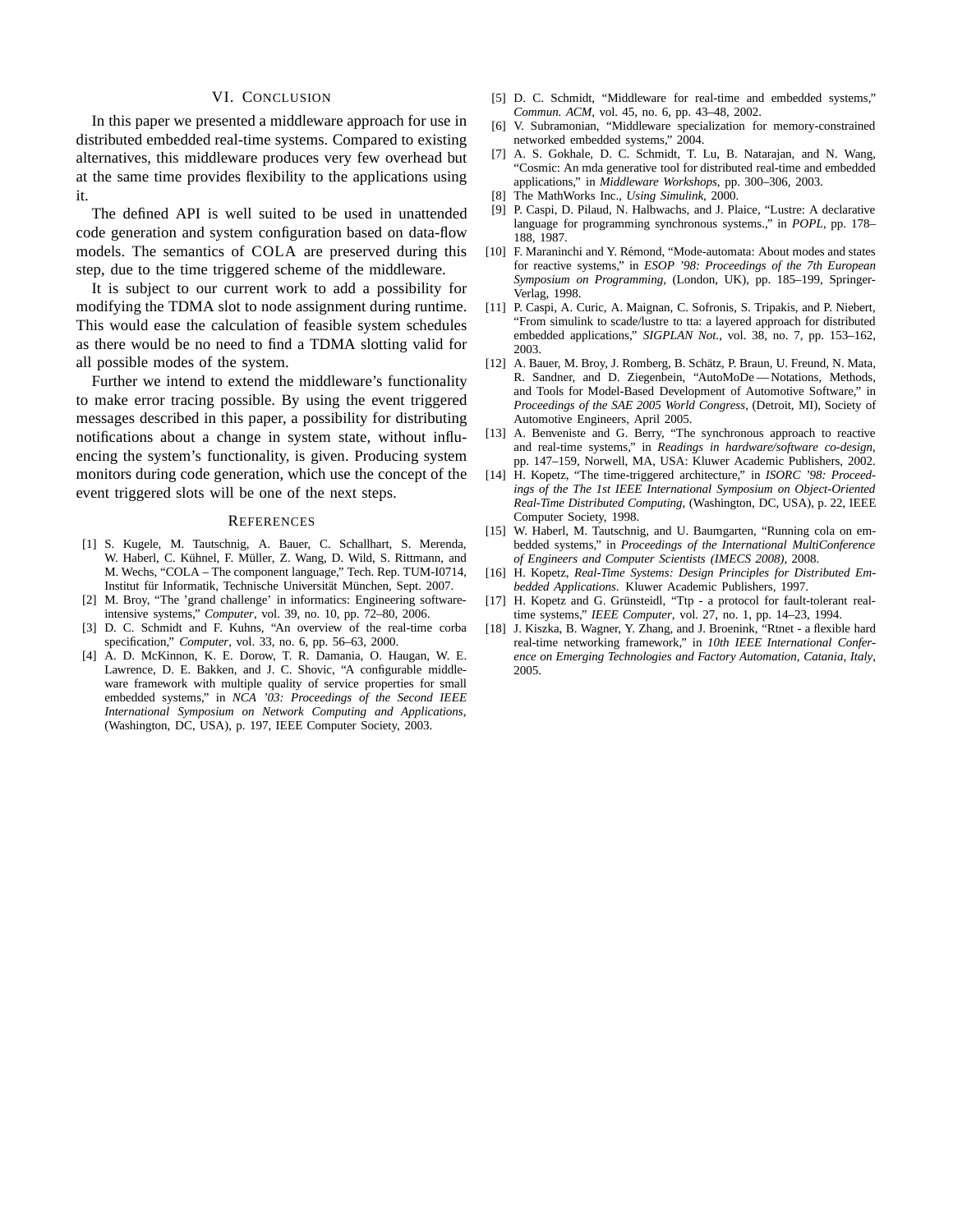## VI. Conclusion

In this paper we presented a middleware approach for use in distributed embedded real-time systems. Compared to existing alternatives, this middleware produces very few overhead but at the same time provides flexibility to the applications using it.

The defined API is well suited to be used in unattended code generation and system configuration based on data-flow models. The semantics of COLA are preserved during this step, due to the time triggered scheme of the middleware.

It is subject to our current work to add a possibility for modifying the TDMA slot to node assignment during runtime. This would ease the calculation of feasible system schedules as there would be no need to find a TDMA slotting valid for all possible modes of the system.

Further we intend to extend the middleware's functionality to make error tracing possible. By using the event triggered messages described in this paper, a possibility for distributing notifications about a change in system state, without influencing the system's functionality, is given. Producing system monitors during code generation, which use the concept of the event triggered slots will be one of the next steps.

## References

[1] S. Kugele, M. Tautschnig, A. Bauer, C. Schallhart, S. Merenda, W. Haberl, C. Kühnel, F. Müller, Z. Wang, D. Wild, S. Rittmann, and M. Wechs, "COLA – The component language," Tech. Rep. TUM-I0714, Institut für Informatik, Technische Universität München, Sept. 2007.

[2] M. Broy, "The 'grand challenge' in informatics: Engineering software-intensive systems," *Computer*, vol. 39, no. 10, pp. 72–80, 2006.

[3] D. C. Schmidt and F. Kuhns, "An overview of the real-time corba specification," *Computer*, vol. 33, no. 6, pp. 56–63, 2000.

[4] A. D. McKinnon, K. E. Dorow, T. R. Damania, O. Haugan, W. E. Lawrence, D. E. Bakken, and J. C. Shovic, "A configurable middleware framework with multiple quality of service properties for small embedded systems," in *NCA '03: Proceedings of the Second IEEE International Symposium on Network Computing and Applications*, (Washington, DC, USA), p. 197, IEEE Computer Society, 2003.

[5] D. C. Schmidt, "Middleware for real-time and embedded systems," *Commun. ACM*, vol. 45, no. 6, pp. 43–48, 2002.

[6] V. Subramonian, "Middleware specialization for memory-constrained networked embedded systems," 2004.

[7] A. S. Gokhale, D. C. Schmidt, T. Lu, B. Natarajan, and N. Wang, "Cosmic: An mda generative tool for distributed real-time and embedded applications," in *Middleware Workshops*, pp. 300–306, 2003.

[8] The MathWorks Inc., *Using Simulink*, 2000.

[9] P. Caspi, D. Pilaud, N. Halbwachs, and J. Plaice, "Lustre: A declarative language for programming synchronous systems.," in *POPL*, pp. 178–188, 1987.

[10] F. Maraninchi and Y. Rémond, "Mode-automata: About modes and states for reactive systems," in *ESOP '98: Proceedings of the 7th European Symposium on Programming*, (London, UK), pp. 185–199, Springer-Verlag, 1998.

[11] P. Caspi, A. Curic, A. Maignan, C. Sofronis, S. Tripakis, and P. Niebert, "From simulink to scade/lustre to tta: a layered approach for distributed embedded applications," *SIGPLAN Not.*, vol. 38, no. 7, pp. 153–162, 2003.

[12] A. Bauer, M. Broy, J. Romberg, B. Schätz, P. Braun, U. Freund, N. Mata, R. Sandner, and D. Ziegenbein, "AutoMoDe — Notations, Methods, and Tools for Model-Based Development of Automotive Software," in *Proceedings of the SAE 2005 World Congress*, (Detroit, MI), Society of Automotive Engineers, April 2005.

[13] A. Benveniste and G. Berry, "The synchronous approach to reactive and real-time systems," in *Readings in hardware/software co-design*, pp. 147–159, Norwell, MA, USA: Kluwer Academic Publishers, 2002.

[14] H. Kopetz, "The time-triggered architecture," in *ISORC '98: Proceedings of the The 1st IEEE International Symposium on Object-Oriented Real-Time Distributed Computing*, (Washington, DC, USA), p. 22, IEEE Computer Society, 1998.

[15] W. Haberl, M. Tautschnig, and U. Baumgarten, "Running cola on embedded systems," in *Proceedings of the International MultiConference of Engineers and Computer Scientists (IMECS 2008)*, 2008.

[16] H. Kopetz, *Real-Time Systems: Design Principles for Distributed Embedded Applications*. Kluwer Academic Publishers, 1997.

[17] H. Kopetz and G. Grünsteidl, "Ttp - a protocol for fault-tolerant real-time systems," *IEEE Computer*, vol. 27, no. 1, pp. 14–23, 1994.

[18] J. Kiszka, B. Wagner, Y. Zhang, and J. Broenink, "Rtnet - a flexible hard real-time networking framework," in *10th IEEE International Conference on Emerging Technologies and Factory Automation, Catania, Italy*, 2005.